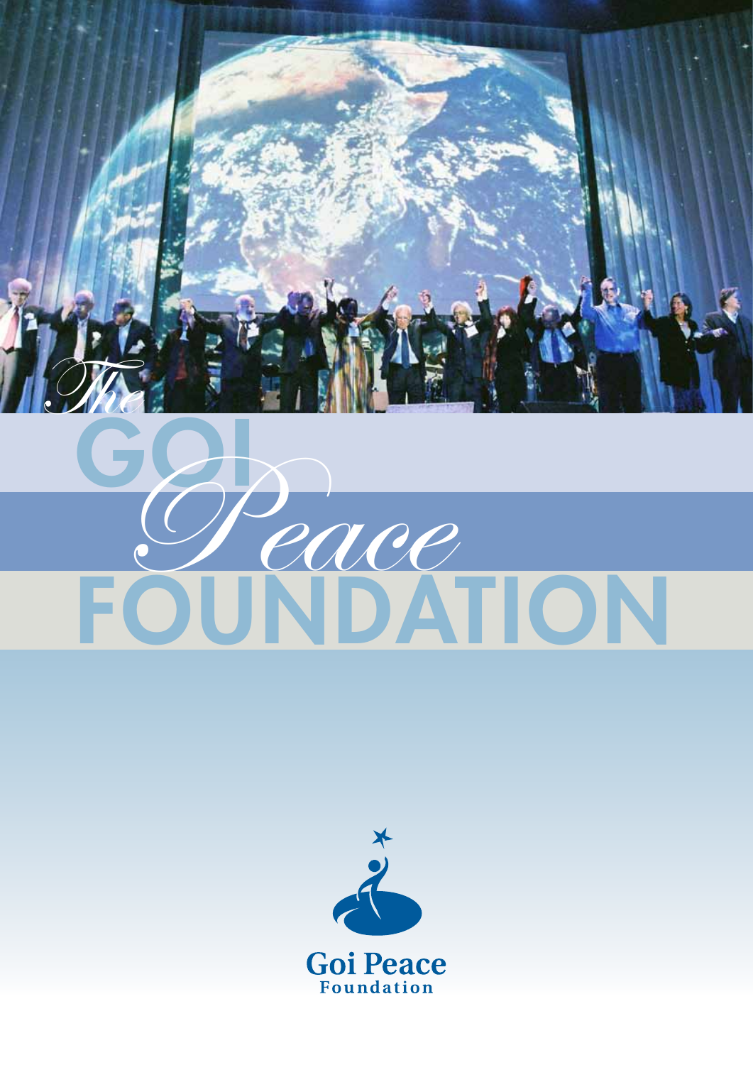# The GOI Peace FOUNDATION

Goi Peace
Foundation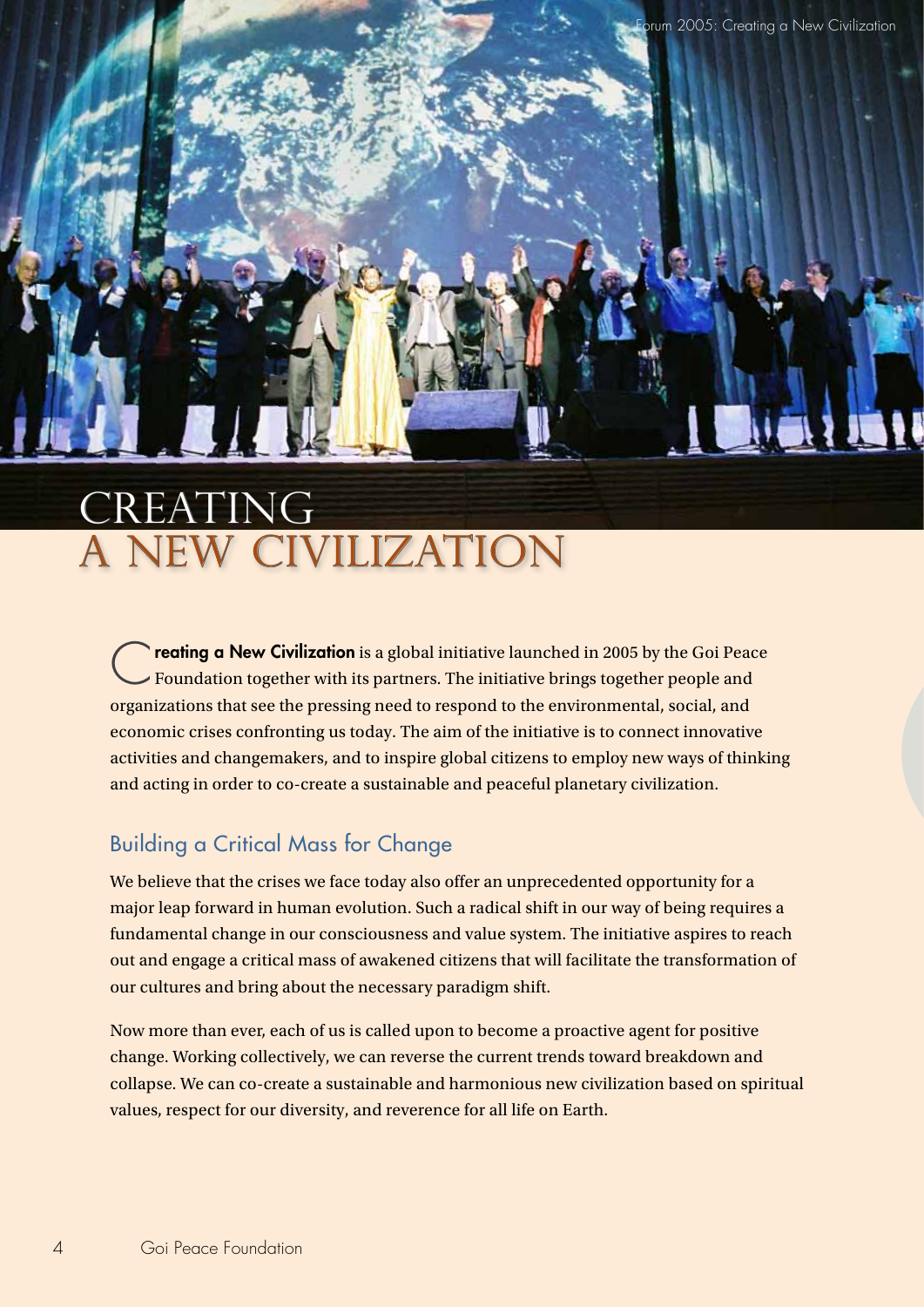# CREATING
# A NEW CIVILIZATION

**Creating a New Civilization** is a global initiative launched in 2005 by the Goi Peace Foundation together with its partners. The initiative brings together people and organizations that see the pressing need to respond to the environmental, social, and economic crises confronting us today. The aim of the initiative is to connect innovative activities and changemakers, and to inspire global citizens to employ new ways of thinking and acting in order to co-create a sustainable and peaceful planetary civilization.

## Building a Critical Mass for Change

We believe that the crises we face today also offer an unprecedented opportunity for a major leap forward in human evolution. Such a radical shift in our way of being requires a fundamental change in our consciousness and value system. The initiative aspires to reach out and engage a critical mass of awakened citizens that will facilitate the transformation of our cultures and bring about the necessary paradigm shift.

Now more than ever, each of us is called upon to become a proactive agent for positive change. Working collectively, we can reverse the current trends toward breakdown and collapse. We can co-create a sustainable and harmonious new civilization based on spiritual values, respect for our diversity, and reverence for all life on Earth.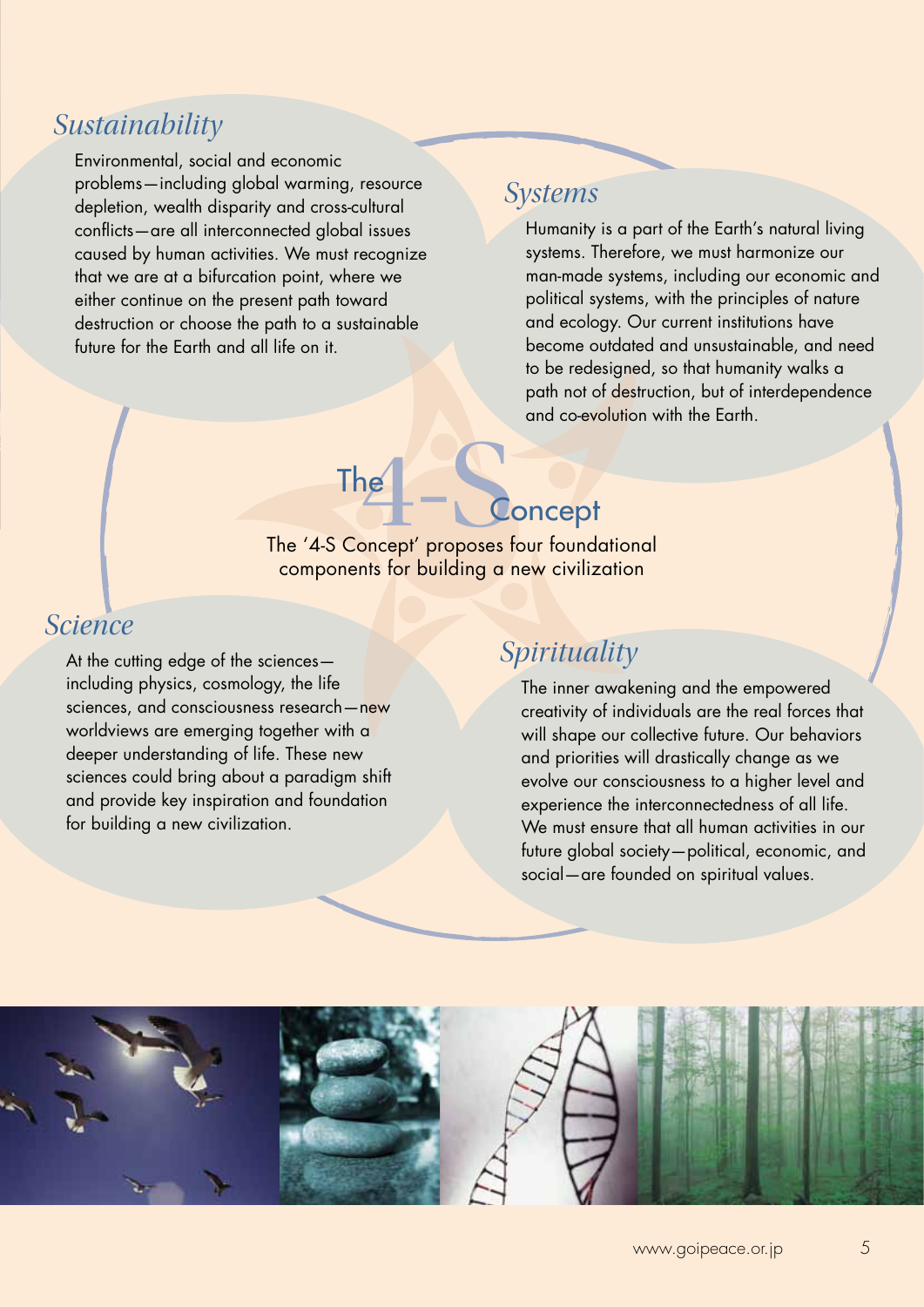## Sustainability

Environmental, social and economic problems—including global warming, resource depletion, wealth disparity and cross-cultural conflicts—are all interconnected global issues caused by human activities. We must recognize that we are at a bifurcation point, where we either continue on the present path toward destruction or choose the path to a sustainable future for the Earth and all life on it.

## Systems

Humanity is a part of the Earth's natural living systems. Therefore, we must harmonize our man-made systems, including our economic and political systems, with the principles of nature and ecology. Our current institutions have become outdated and unsustainable, and need to be redesigned, so that humanity walks a path not of destruction, but of interdependence and co-evolution with the Earth.

# The 4-S Concept

The '4-S Concept' proposes four foundational components for building a new civilization

## Science

At the cutting edge of the sciences—including physics, cosmology, the life sciences, and consciousness research—new worldviews are emerging together with a deeper understanding of life. These new sciences could bring about a paradigm shift and provide key inspiration and foundation for building a new civilization.

## Spirituality

The inner awakening and the empowered creativity of individuals are the real forces that will shape our collective future. Our behaviors and priorities will drastically change as we evolve our consciousness to a higher level and experience the interconnectedness of all life. We must ensure that all human activities in our future global society—political, economic, and social—are founded on spiritual values.

www.goipeace.or.jp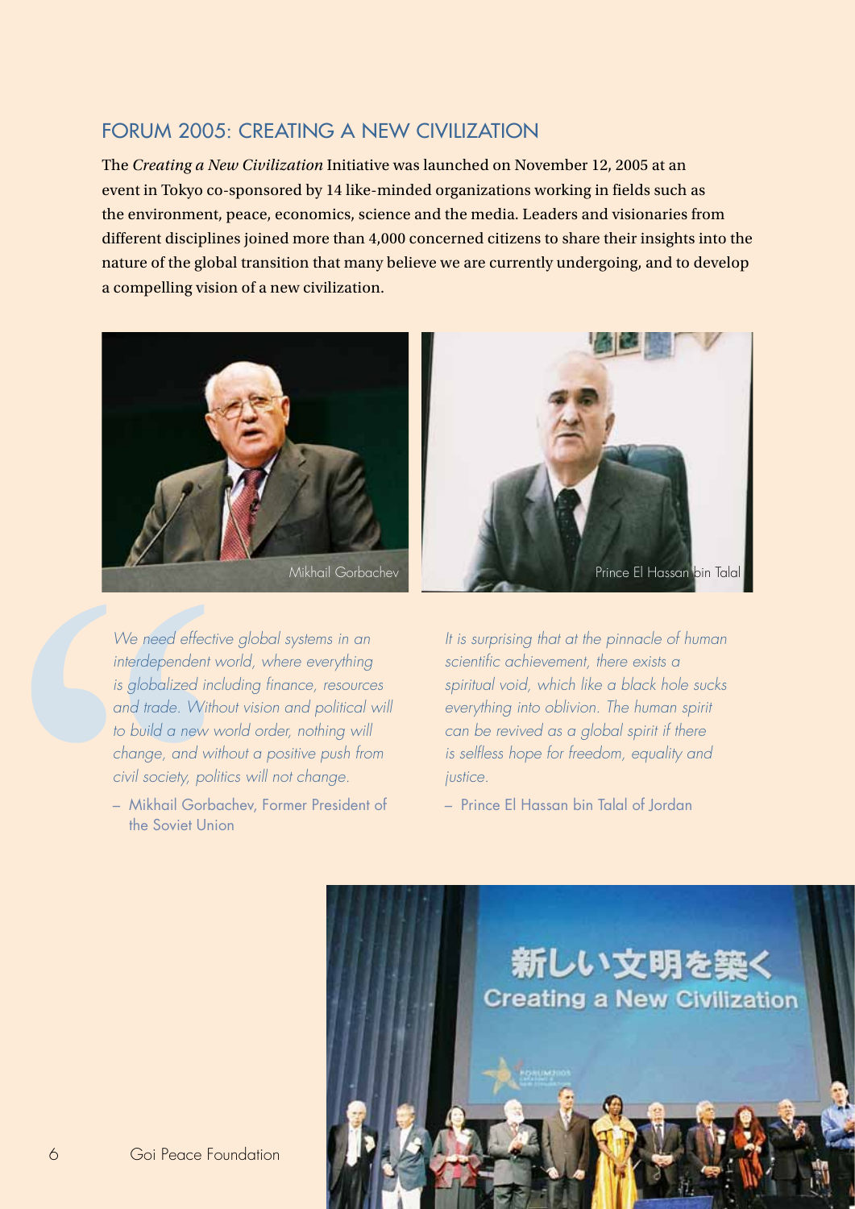## FORUM 2005: CREATING A NEW CIVILIZATION

The *Creating a New Civilization* Initiative was launched on November 12, 2005 at an event in Tokyo co-sponsored by 14 like-minded organizations working in fields such as the environment, peace, economics, science and the media. Leaders and visionaries from different disciplines joined more than 4,000 concerned citizens to share their insights into the nature of the global transition that many believe we are currently undergoing, and to develop a compelling vision of a new civilization.

Mikhail Gorbachev

Prince El Hassan bin Talal

*We need effective global systems in an interdependent world, where everything is globalized including finance, resources and trade. Without vision and political will to build a new world order, nothing will change, and without a positive push from civil society, politics will not change.*

– Mikhail Gorbachev, Former President of the Soviet Union

*It is surprising that at the pinnacle of human scientific achievement, there exists a spiritual void, which like a black hole sucks everything into oblivion. The human spirit can be revived as a global spirit if there is selfless hope for freedom, equality and justice.*

– Prince El Hassan bin Talal of Jordan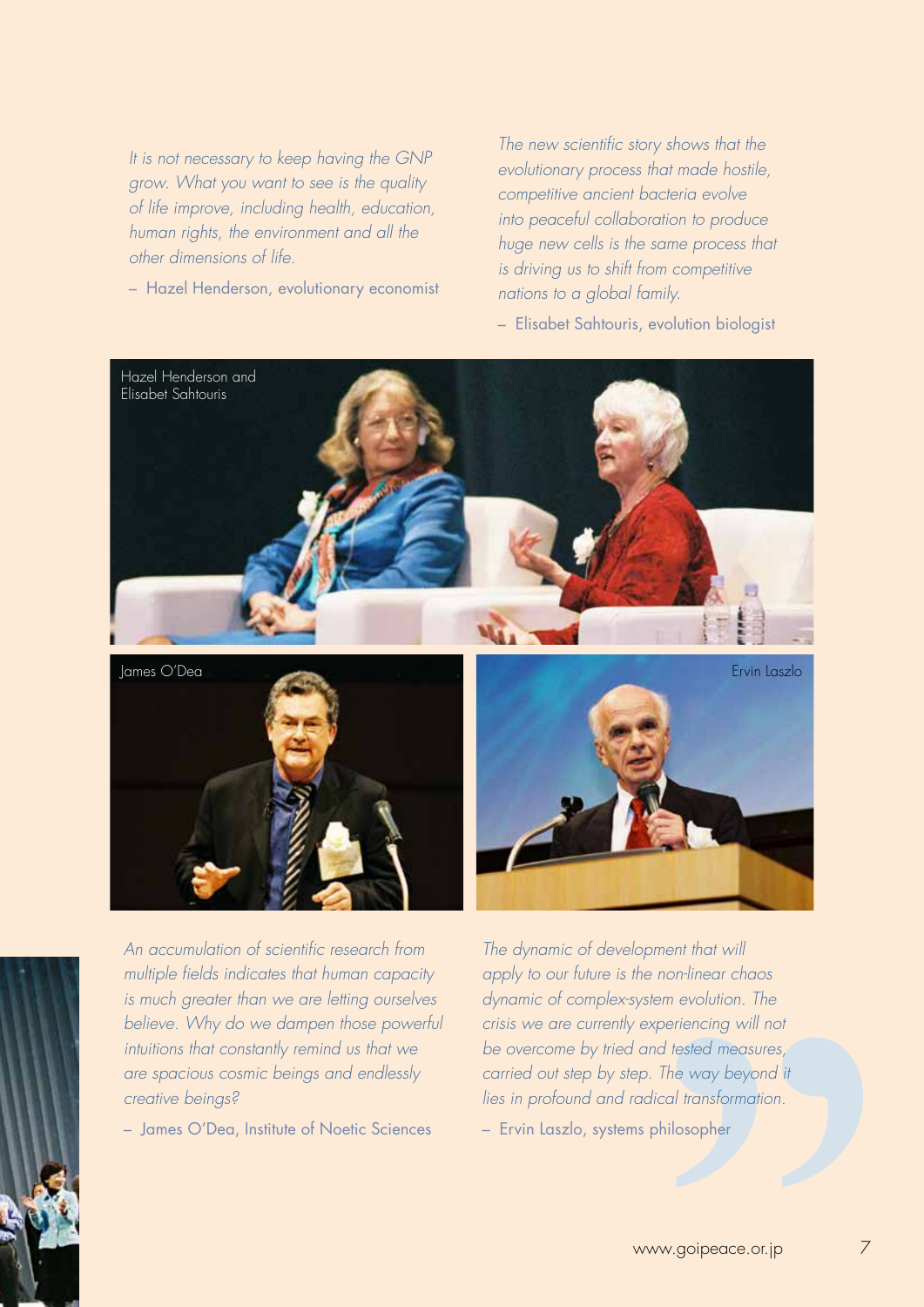*It is not necessary to keep having the GNP grow. What you want to see is the quality of life improve, including health, education, human rights, the environment and all the other dimensions of life.*

– Hazel Henderson, evolutionary economist

*The new scientific story shows that the evolutionary process that made hostile, competitive ancient bacteria evolve into peaceful collaboration to produce huge new cells is the same process that is driving us to shift from competitive nations to a global family.*

– Elisabet Sahtouris, evolution biologist

Hazel Henderson and Elisabet Sahtouris

James O'Dea

Ervin Laszlo

*An accumulation of scientific research from multiple fields indicates that human capacity is much greater than we are letting ourselves believe. Why do we dampen those powerful intuitions that constantly remind us that we are spacious cosmic beings and endlessly creative beings?*

– James O'Dea, Institute of Noetic Sciences

*The dynamic of development that will apply to our future is the non-linear chaos dynamic of complex-system evolution. The crisis we are currently experiencing will not be overcome by tried and tested measures, carried out step by step. The way beyond it lies in profound and radical transformation.*

– Ervin Laszlo, systems philosopher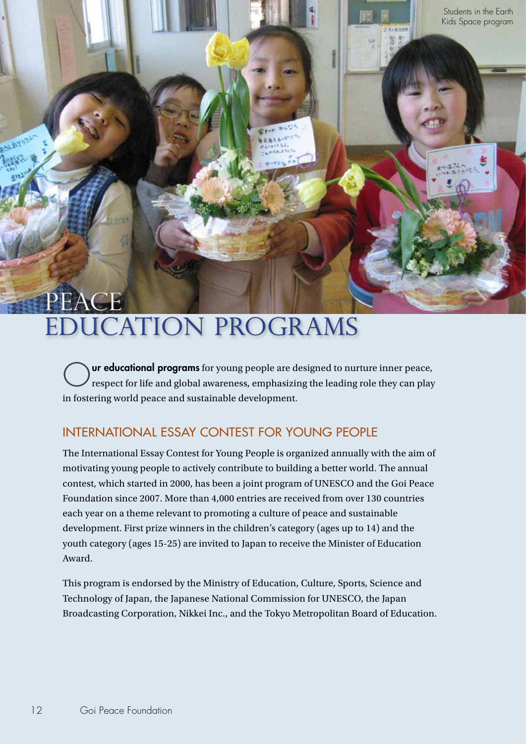Students in the Earth Kids Space program

# PEACE EDUCATION PROGRAMS

**Our educational programs** for young people are designed to nurture inner peace, respect for life and global awareness, emphasizing the leading role they can play in fostering world peace and sustainable development.

## INTERNATIONAL ESSAY CONTEST FOR YOUNG PEOPLE

The International Essay Contest for Young People is organized annually with the aim of motivating young people to actively contribute to building a better world. The annual contest, which started in 2000, has been a joint program of UNESCO and the Goi Peace Foundation since 2007. More than 4,000 entries are received from over 130 countries each year on a theme relevant to promoting a culture of peace and sustainable development. First prize winners in the children's category (ages up to 14) and the youth category (ages 15-25) are invited to Japan to receive the Minister of Education Award.

This program is endorsed by the Ministry of Education, Culture, Sports, Science and Technology of Japan, the Japanese National Commission for UNESCO, the Japan Broadcasting Corporation, Nikkei Inc., and the Tokyo Metropolitan Board of Education.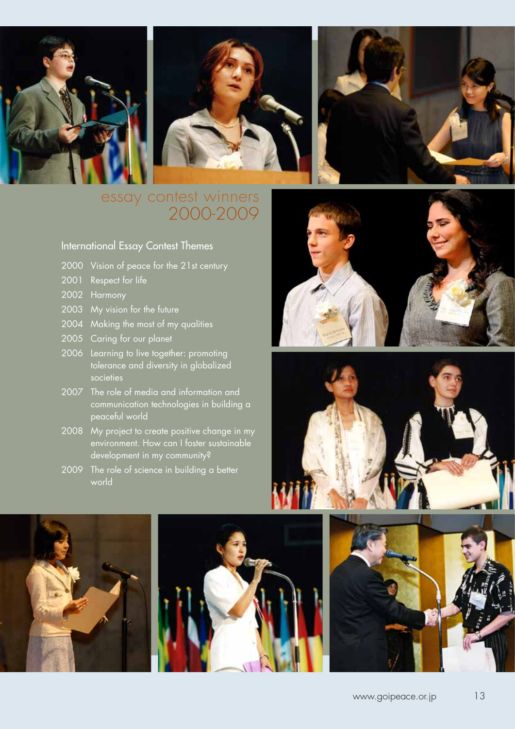# essay contest winners 2000-2009

## International Essay Contest Themes

- 2000 Vision of peace for the 21st century
- 2001 Respect for life
- 2002 Harmony
- 2003 My vision for the future
- 2004 Making the most of my qualities
- 2005 Caring for our planet
- 2006 Learning to live together: promoting tolerance and diversity in globalized societies
- 2007 The role of media and information and communication technologies in building a peaceful world
- 2008 My project to create positive change in my environment. How can I foster sustainable development in my community?
- 2009 The role of science in building a better world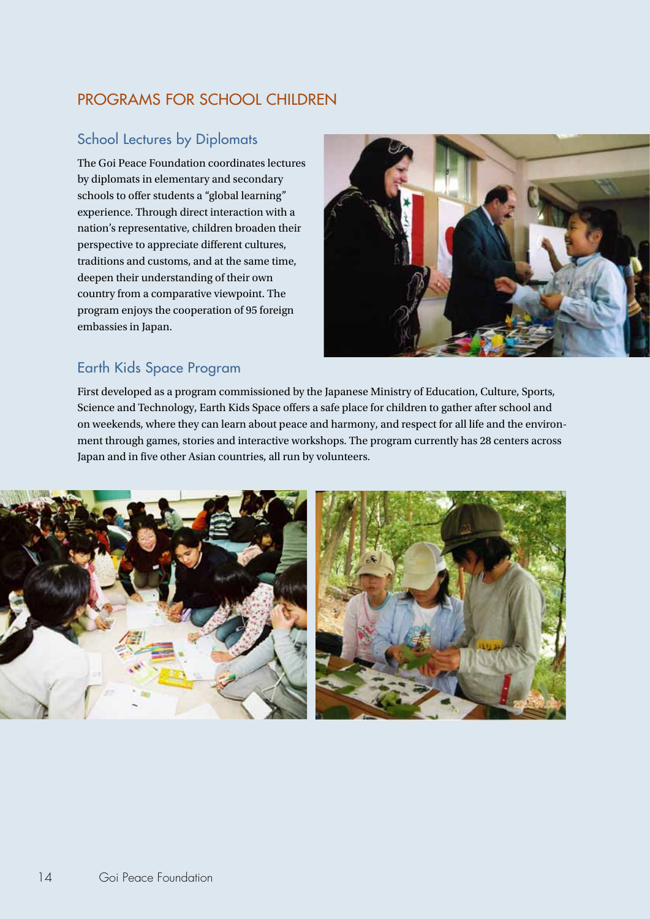## PROGRAMS FOR SCHOOL CHILDREN

### School Lectures by Diplomats

The Goi Peace Foundation coordinates lectures by diplomats in elementary and secondary schools to offer students a "global learning" experience. Through direct interaction with a nation's representative, children broaden their perspective to appreciate different cultures, traditions and customs, and at the same time, deepen their understanding of their own country from a comparative viewpoint. The program enjoys the cooperation of 95 foreign embassies in Japan.

### Earth Kids Space Program

First developed as a program commissioned by the Japanese Ministry of Education, Culture, Sports, Science and Technology, Earth Kids Space offers a safe place for children to gather after school and on weekends, where they can learn about peace and harmony, and respect for all life and the environment through games, stories and interactive workshops. The program currently has 28 centers across Japan and in five other Asian countries, all run by volunteers.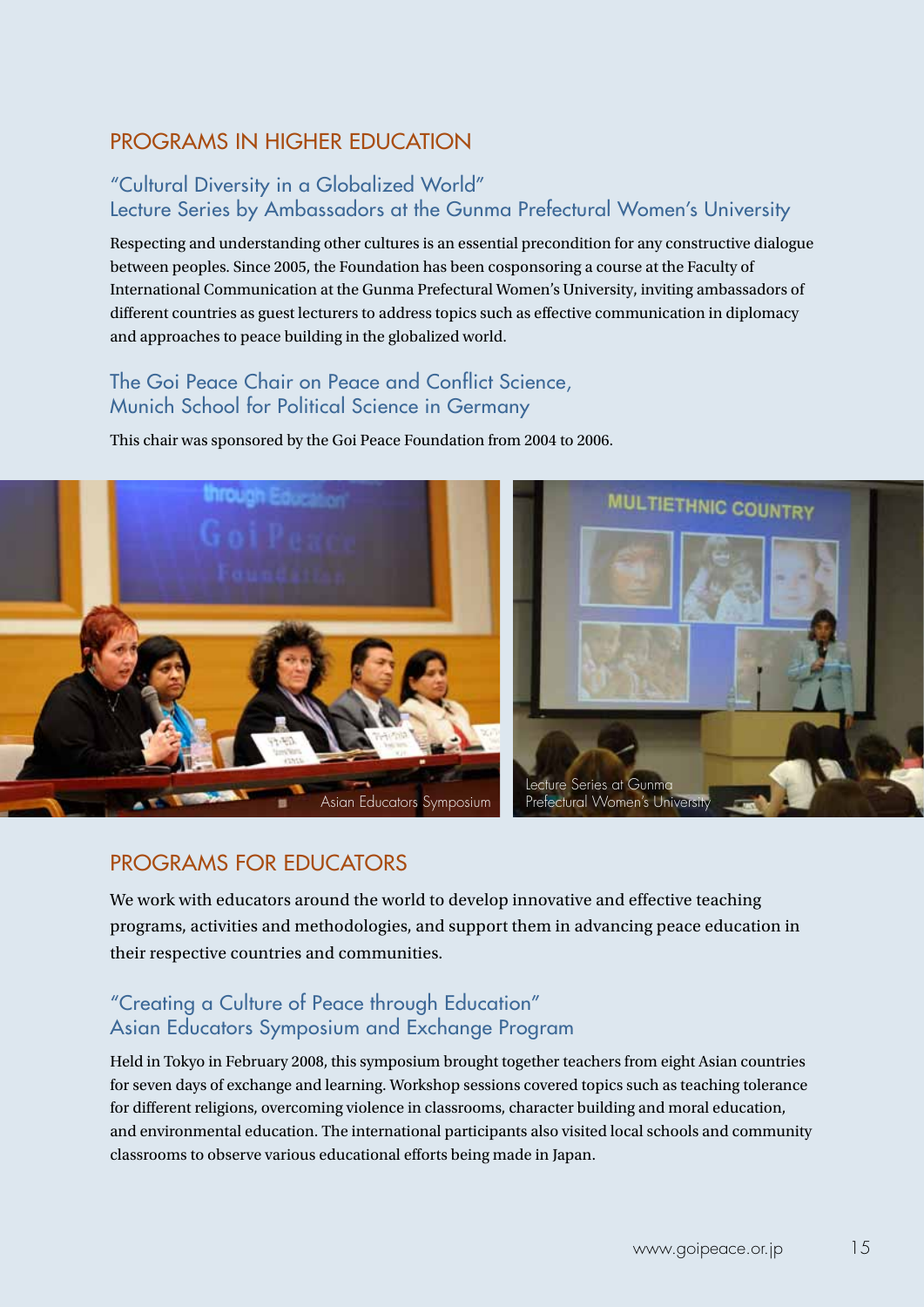## PROGRAMS IN HIGHER EDUCATION

### "Cultural Diversity in a Globalized World" Lecture Series by Ambassadors at the Gunma Prefectural Women's University

Respecting and understanding other cultures is an essential precondition for any constructive dialogue between peoples. Since 2005, the Foundation has been cosponsoring a course at the Faculty of International Communication at the Gunma Prefectural Women's University, inviting ambassadors of different countries as guest lecturers to address topics such as effective communication in diplomacy and approaches to peace building in the globalized world.

### The Goi Peace Chair on Peace and Conflict Science, Munich School for Political Science in Germany

This chair was sponsored by the Goi Peace Foundation from 2004 to 2006.

Asian Educators Symposium

Lecture Series at Gunma Prefectural Women's University

## PROGRAMS FOR EDUCATORS

We work with educators around the world to develop innovative and effective teaching programs, activities and methodologies, and support them in advancing peace education in their respective countries and communities.

### "Creating a Culture of Peace through Education" Asian Educators Symposium and Exchange Program

Held in Tokyo in February 2008, this symposium brought together teachers from eight Asian countries for seven days of exchange and learning. Workshop sessions covered topics such as teaching tolerance for different religions, overcoming violence in classrooms, character building and moral education, and environmental education. The international participants also visited local schools and community classrooms to observe various educational efforts being made in Japan.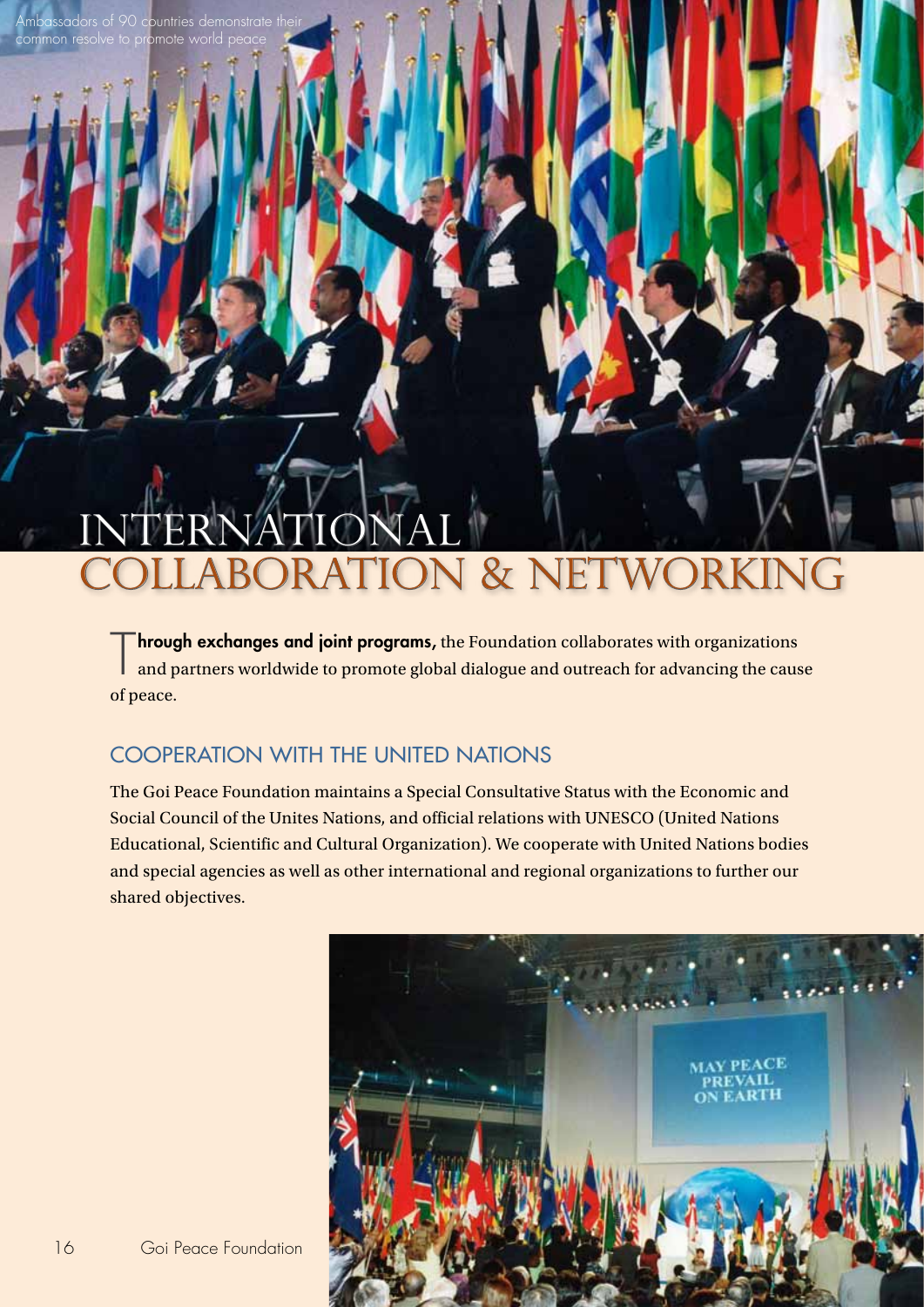Ambassadors of 90 countries demonstrate their common resolve to promote world peace

# INTERNATIONAL COLLABORATION & NETWORKING

**Through exchanges and joint programs,** the Foundation collaborates with organizations and partners worldwide to promote global dialogue and outreach for advancing the cause of peace.

## COOPERATION WITH THE UNITED NATIONS

The Goi Peace Foundation maintains a Special Consultative Status with the Economic and Social Council of the Unites Nations, and official relations with UNESCO (United Nations Educational, Scientific and Cultural Organization). We cooperate with United Nations bodies and special agencies as well as other international and regional organizations to further our shared objectives.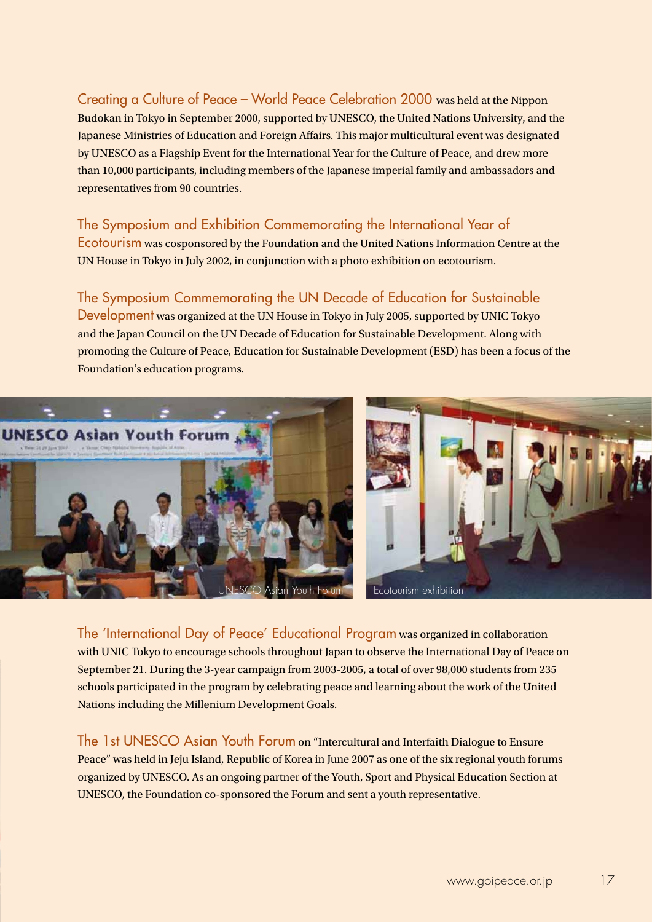**Creating a Culture of Peace – World Peace Celebration 2000** was held at the Nippon Budokan in Tokyo in September 2000, supported by UNESCO, the United Nations University, and the Japanese Ministries of Education and Foreign Affairs. This major multicultural event was designated by UNESCO as a Flagship Event for the International Year for the Culture of Peace, and drew more than 10,000 participants, including members of the Japanese imperial family and ambassadors and representatives from 90 countries.

**The Symposium and Exhibition Commemorating the International Year of Ecotourism** was cosponsored by the Foundation and the United Nations Information Centre at the UN House in Tokyo in July 2002, in conjunction with a photo exhibition on ecotourism.

**The Symposium Commemorating the UN Decade of Education for Sustainable Development** was organized at the UN House in Tokyo in July 2005, supported by UNIC Tokyo and the Japan Council on the UN Decade of Education for Sustainable Development. Along with promoting the Culture of Peace, Education for Sustainable Development (ESD) has been a focus of the Foundation's education programs.

UNESCO Asian Youth Forum

Ecotourism exhibition

**The 'International Day of Peace' Educational Program** was organized in collaboration with UNIC Tokyo to encourage schools throughout Japan to observe the International Day of Peace on September 21. During the 3-year campaign from 2003-2005, a total of over 98,000 students from 235 schools participated in the program by celebrating peace and learning about the work of the United Nations including the Millenium Development Goals.

**The 1st UNESCO Asian Youth Forum** on "Intercultural and Interfaith Dialogue to Ensure Peace" was held in Jeju Island, Republic of Korea in June 2007 as one of the six regional youth forums organized by UNESCO. As an ongoing partner of the Youth, Sport and Physical Education Section at UNESCO, the Foundation co-sponsored the Forum and sent a youth representative.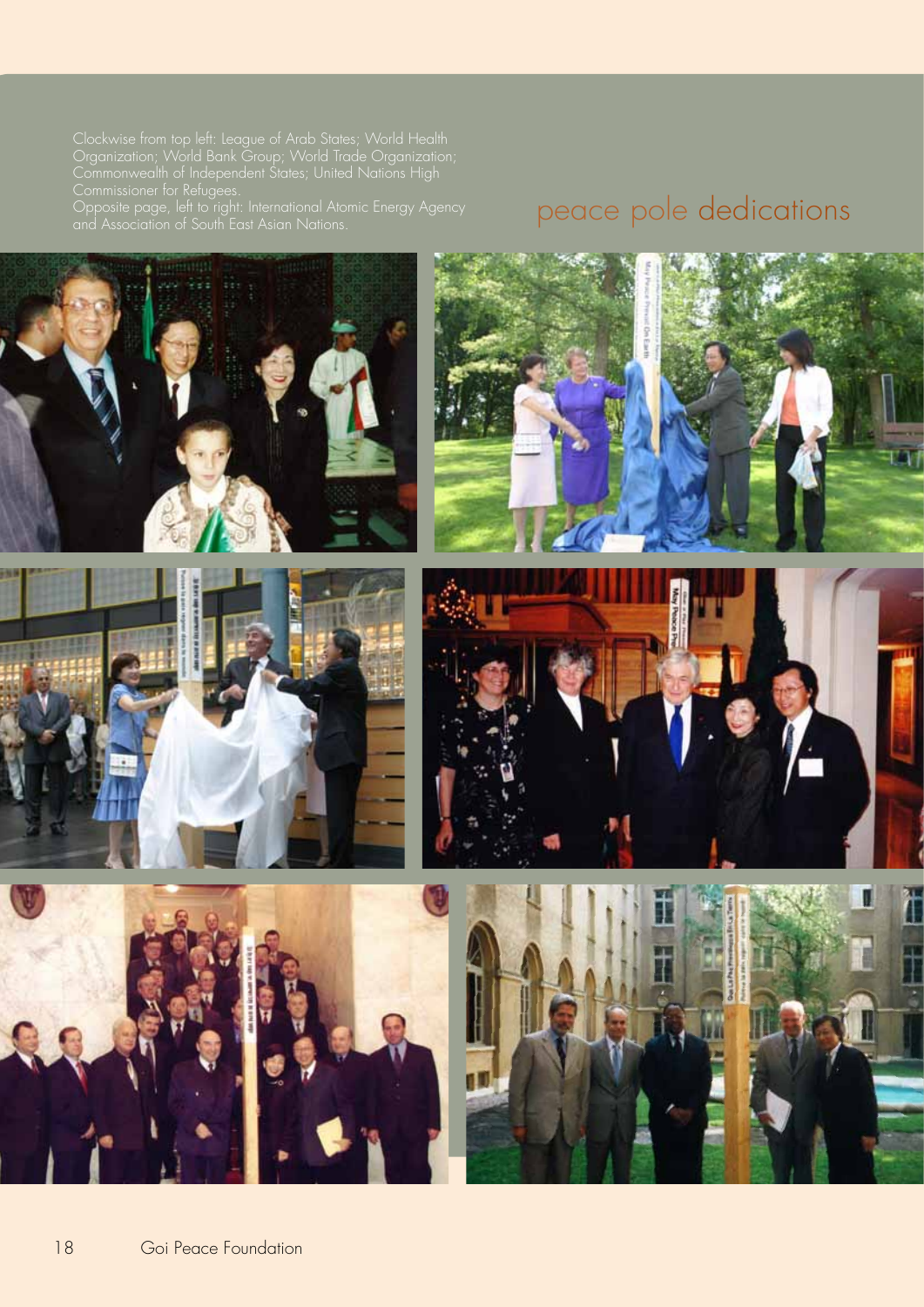## peace pole dedications

Clockwise from top left: League of Arab States; World Health Organization; World Bank Group; World Trade Organization; Commonwealth of Independent States; United Nations High Commissioner for Refugees.

Opposite page, left to right: International Atomic Energy Agency and Association of South East Asian Nations.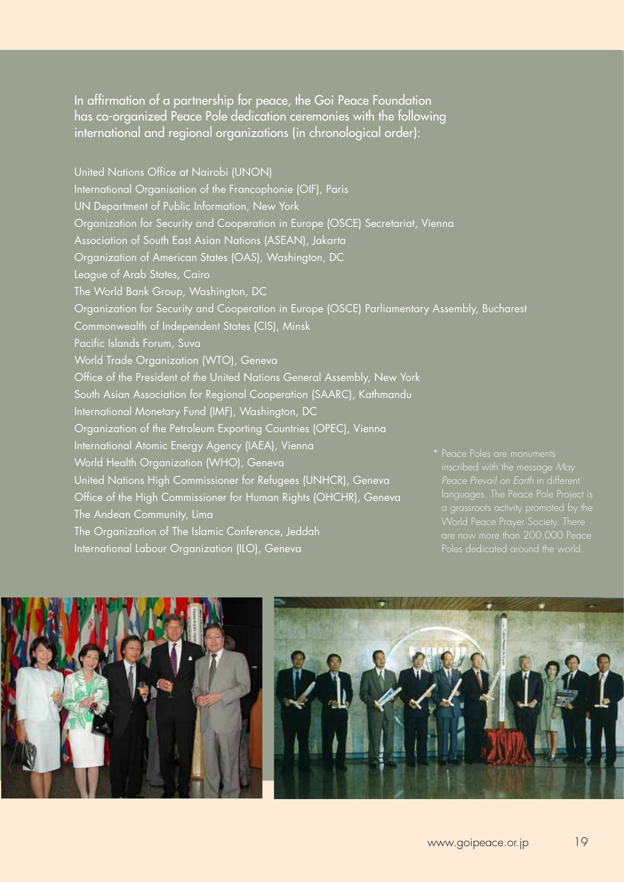In affirmation of a partnership for peace, the Goi Peace Foundation has co-organized Peace Pole dedication ceremonies with the following international and regional organizations (in chronological order):

United Nations Office at Nairobi (UNON)
International Organisation of the Francophonie (OIF), Paris
UN Department of Public Information, New York
Organization for Security and Cooperation in Europe (OSCE) Secretariat, Vienna
Association of South East Asian Nations (ASEAN), Jakarta
Organization of American States (OAS), Washington, DC
League of Arab States, Cairo
The World Bank Group, Washington, DC
Organization for Security and Cooperation in Europe (OSCE) Parliamentary Assembly, Bucharest
Commonwealth of Independent States (CIS), Minsk
Pacific Islands Forum, Suva
World Trade Organization (WTO), Geneva
Office of the President of the United Nations General Assembly, New York
South Asian Association for Regional Cooperation (SAARC), Kathmandu
International Monetary Fund (IMF), Washington, DC
Organization of the Petroleum Exporting Countries (OPEC), Vienna
International Atomic Energy Agency (IAEA), Vienna
World Health Organization (WHO), Geneva
United Nations High Commissioner for Refugees (UNHCR), Geneva
Office of the High Commissioner for Human Rights (OHCHR), Geneva
The Andean Community, Lima
The Organization of The Islamic Conference, Jeddah
International Labour Organization (ILO), Geneva

\* Peace Poles are monuments inscribed with the message *May Peace Prevail on Earth* in different languages. The Peace Pole Project is a grassroots activity promoted by the World Peace Prayer Society. There are now more than 200,000 Peace Poles dedicated around the world.

www.goipeace.or.jp